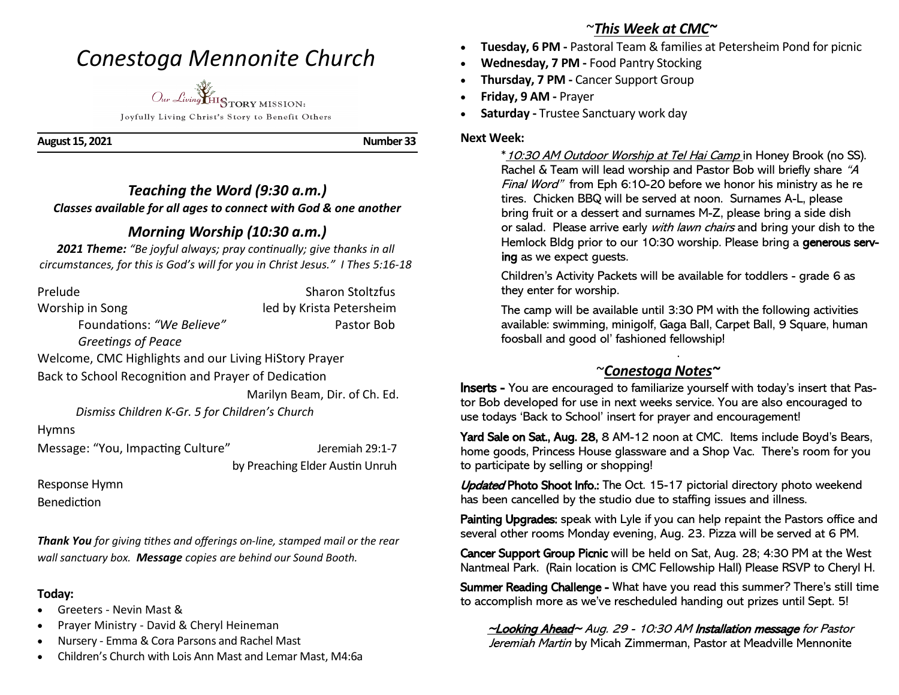# Conestoga Mennonite Church

Our Living HiSTORY MISSION:

Joyfully Living Christ's Story to Benefit Others

**August 15, 2021** **Number 33**

## *Teaching the Word (9:30 a.m.)*

***Classes available for all ages to connect with God & one another***

## *Morning Worship (10:30 a.m.)*

***2021 Theme:*** *"Be joyful always; pray continually; give thanks in all circumstances, for this is God's will for you in Christ Jesus." I Thes 5:16-18*

Prelude — Sharon Stoltzfus

Worship in Song — led by Krista Petersheim

Foundations: *"We Believe"* — Pastor Bob

*Greetings of Peace*

Welcome, CMC Highlights and our Living HiStory Prayer

Back to School Recognition and Prayer of Dedication — Marilyn Beam, Dir. of Ch. Ed.

*Dismiss Children K-Gr. 5 for Children's Church*

Hymns

Message: "You, Impacting Culture" — Jeremiah 29:1-7 by Preaching Elder Austin Unruh

Response Hymn

Benediction

***Thank You*** *for giving tithes and offerings on-line, stamped mail or the rear wall sanctuary box.* ***Message*** *copies are behind our Sound Booth.*

**Today:**

- Greeters - Nevin Mast &
- Prayer Ministry - David & Cheryl Heineman
- Nursery - Emma & Cora Parsons and Rachel Mast
- Children's Church with Lois Ann Mast and Lemar Mast, M4:6a

## ~*This Week at CMC*~

- **Tuesday, 6 PM -** Pastoral Team & families at Petersheim Pond for picnic
- **Wednesday, 7 PM -** Food Pantry Stocking
- **Thursday, 7 PM -** Cancer Support Group
- **Friday, 9 AM -** Prayer
- **Saturday -** Trustee Sanctuary work day

**Next Week:**

*\*10:30 AM Outdoor Worship at Tel Hai Camp* in Honey Brook (no SS). Rachel & Team will lead worship and Pastor Bob will briefly share *"A Final Word"* from Eph 6:10-20 before we honor his ministry as he re tires. Chicken BBQ will be served at noon. Surnames A-L, please bring fruit or a dessert and surnames M-Z, please bring a side dish or salad. Please arrive early *with lawn chairs* and bring your dish to the Hemlock Bldg prior to our 10:30 worship. Please bring a **generous serving** as we expect guests.

Children's Activity Packets will be available for toddlers - grade 6 as they enter for worship.

The camp will be available until 3:30 PM with the following activities available: swimming, minigolf, Gaga Ball, Carpet Ball, 9 Square, human foosball and good ol' fashioned fellowship!

## ~*Conestoga Notes*~

**Inserts -** You are encouraged to familiarize yourself with today's insert that Pastor Bob developed for use in next weeks service. You are also encouraged to use todays 'Back to School' insert for prayer and encouragement!

**Yard Sale on Sat., Aug. 28,** 8 AM-12 noon at CMC. Items include Boyd's Bears, home goods, Princess House glassware and a Shop Vac. There's room for you to participate by selling or shopping!

***Updated* Photo Shoot Info.:** The Oct. 15-17 pictorial directory photo weekend has been cancelled by the studio due to staffing issues and illness.

**Painting Upgrades:** speak with Lyle if you can help repaint the Pastors office and several other rooms Monday evening, Aug. 23. Pizza will be served at 6 PM.

**Cancer Support Group Picnic** will be held on Sat, Aug. 28; 4:30 PM at the West Nantmeal Park. (Rain location is CMC Fellowship Hall) Please RSVP to Cheryl H.

**Summer Reading Challenge -** What have you read this summer? There's still time to accomplish more as we've rescheduled handing out prizes until Sept. 5!

~*Looking Ahead*~ *Aug. 29 - 10:30 AM* **Installation message** *for Pastor Jeremiah Martin* by Micah Zimmerman, Pastor at Meadville Mennonite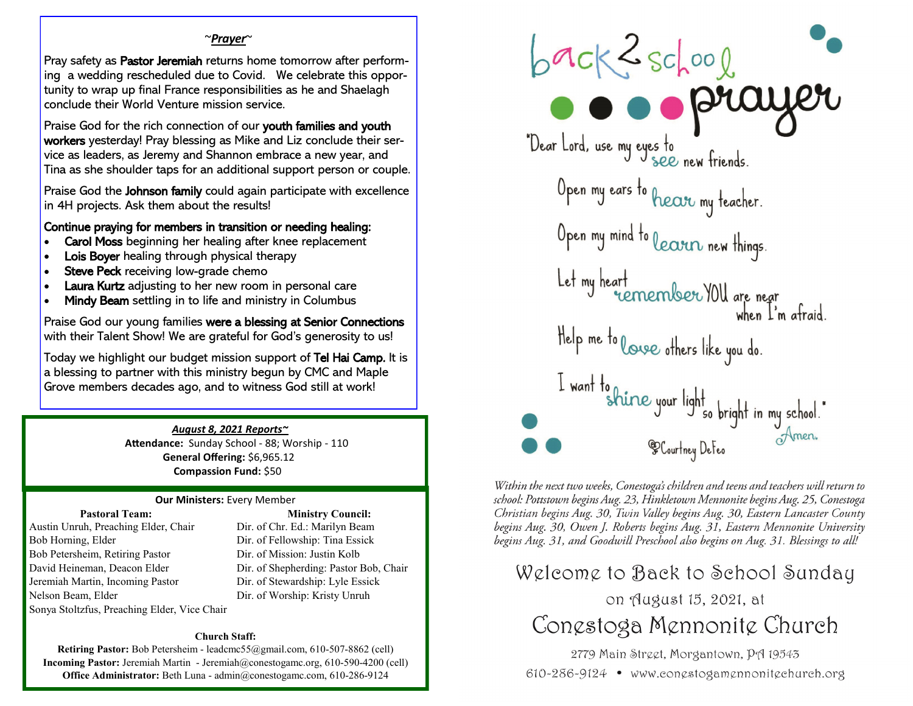## ~*Prayer*~

Pray safety as **Pastor Jeremiah** returns home tomorrow after performing a wedding rescheduled due to Covid. We celebrate this opportunity to wrap up final France responsibilities as he and Shaelagh conclude their World Venture mission service.

Praise God for the rich connection of our **youth families and youth workers** yesterday! Pray blessing as Mike and Liz conclude their service as leaders, as Jeremy and Shannon embrace a new year, and Tina as she shoulder taps for an additional support person or couple.

Praise God the **Johnson family** could again participate with excellence in 4H projects. Ask them about the results!

**Continue praying for members in transition or needing healing:**

- **Carol Moss** beginning her healing after knee replacement
- **Lois Boyer** healing through physical therapy
- **Steve Peck** receiving low-grade chemo
- **Laura Kurtz** adjusting to her new room in personal care
- **Mindy Beam** settling in to life and ministry in Columbus

Praise God our young families **were a blessing at Senior Connections** with their Talent Show! We are grateful for God's generosity to us!

Today we highlight our budget mission support of **Tel Hai Camp.** It is a blessing to partner with this ministry begun by CMC and Maple Grove members decades ago, and to witness God still at work!

### *August 8, 2021 Reports~*

**Attendance:** Sunday School - 88; Worship - 110
**General Offering:** $6,965.12
**Compassion Fund:** $50

**Our Ministers:** Every Member

**Pastoral Team:**
Austin Unruh, Preaching Elder, Chair
Bob Horning, Elder
Bob Petersheim, Retiring Pastor
David Heineman, Deacon Elder
Jeremiah Martin, Incoming Pastor
Nelson Beam, Elder
Sonya Stoltzfus, Preaching Elder, Vice Chair

**Ministry Council:**
Dir. of Chr. Ed.: Marilyn Beam
Dir. of Fellowship: Tina Essick
Dir. of Mission: Justin Kolb
Dir. of Shepherding: Pastor Bob, Chair
Dir. of Stewardship: Lyle Essick
Dir. of Worship: Kristy Unruh

**Church Staff:**
**Retiring Pastor:** Bob Petersheim - leadcmc55@gmail.com, 610-507-8862 (cell)
**Incoming Pastor:** Jeremiah Martin - Jeremiah@conestogamc.org, 610-590-4200 (cell)
**Office Administrator:** Beth Luna - admin@conestogamc.com, 610-286-9124

## back 2 school prayer

"Dear Lord, use my eyes to see new friends.
Open my ears to hear my teacher.
Open my mind to learn new things.
Let my heart remember YOU are near when I'm afraid.
Help me to love others like you do.
I want to shine your light so bright in my school."
Amen.

©Courtney DeFeo

*Within the next two weeks, Conestoga's children and teens and teachers will return to school: Pottstown begins Aug. 23, Hinkletown Mennonite begins Aug. 25, Conestoga Christian begins Aug. 30, Twin Valley begins Aug. 30, Eastern Lancaster County begins Aug. 30, Owen J. Roberts begins Aug. 31, Eastern Mennonite University begins Aug. 31, and Goodwill Preschool also begins on Aug. 31. Blessings to all!*

## Welcome to Back to School Sunday

on August 15, 2021, at

## Conestoga Mennonite Church

2779 Main Street, Morgantown, PA 19543
610-286-9124 • www.conestogamennonitechurch.org